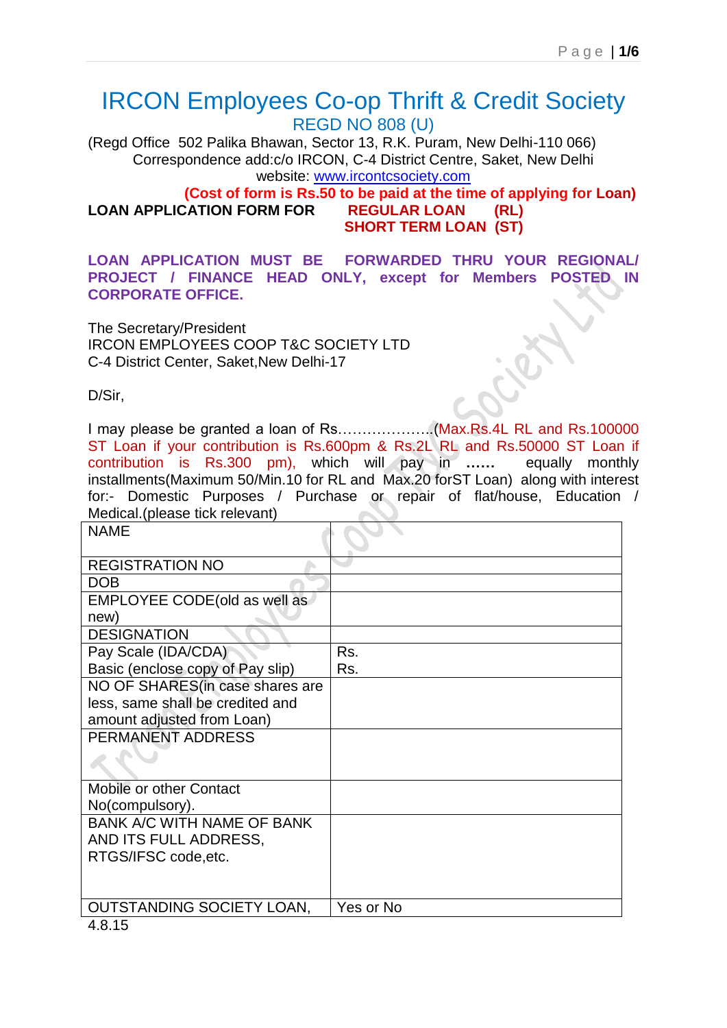# IRCON Employees Co-op Thrift & Credit Society

REGD NO 808 (U)

(Regd Office 502 Palika Bhawan, Sector 13, R.K. Puram, New Delhi-110 066)
Correspondence add:c/o IRCON, C-4 District Centre, Saket, New Delhi
website: www.ircontcsociety.com

**(Cost of form is Rs.50 to be paid at the time of applying for Loan)**

**LOAN APPLICATION FORM FOR REGULAR LOAN (RL)**
**SHORT TERM LOAN (ST)**

**LOAN APPLICATION MUST BE FORWARDED THRU YOUR REGIONAL/ PROJECT / FINANCE HEAD ONLY, except for Members POSTED IN CORPORATE OFFICE.**

The Secretary/President
IRCON EMPLOYEES COOP T&C SOCIETY LTD
C-4 District Center, Saket,New Delhi-17

D/Sir,

I may please be granted a loan of Rs………………..(Max.Rs.4L RL and Rs.100000 ST Loan if your contribution is Rs.600pm & Rs.2L RL and Rs.50000 ST Loan if contribution is Rs.300 pm), which will pay in **……** equally monthly installments(Maximum 50/Min.10 for RL and Max.20 forST Loan) along with interest for:- Domestic Purposes / Purchase or repair of flat/house, Education / Medical.(please tick relevant)

| NAME | |
|---|---|
| REGISTRATION NO | |
| DOB | |
| EMPLOYEE CODE(old as well as new) | |
| DESIGNATION | |
| Pay Scale (IDA/CDA)<br>Basic (enclose copy of Pay slip) | Rs.<br>Rs. |
| NO OF SHARES(in case shares are less, same shall be credited and amount adjusted from Loan) | |
| PERMANENT ADDRESS | |
| Mobile or other Contact No(compulsory). | |
| BANK A/C WITH NAME OF BANK AND ITS FULL ADDRESS, RTGS/IFSC code,etc. | |
| OUTSTANDING SOCIETY LOAN, | Yes or No |

4.8.15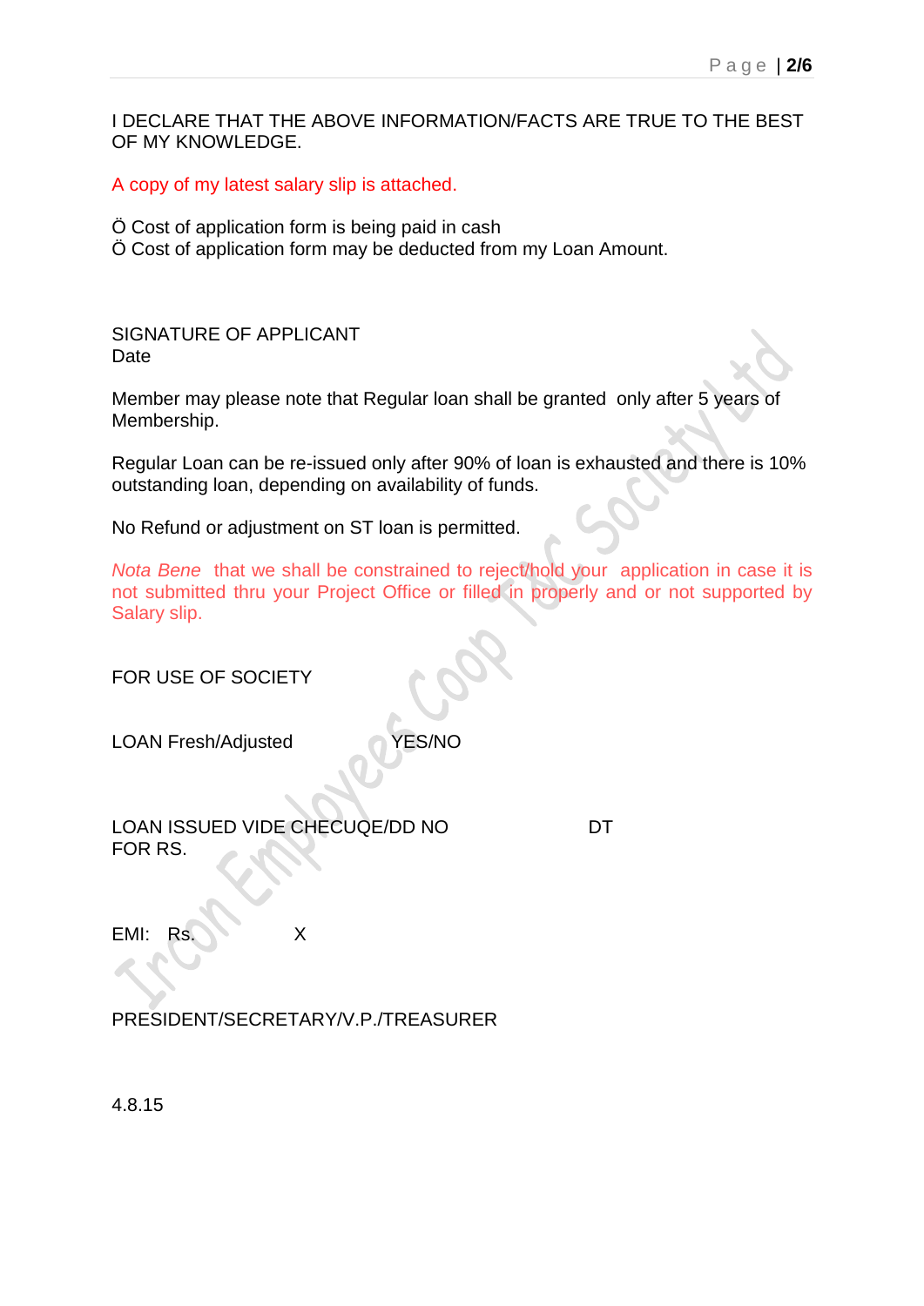I DECLARE THAT THE ABOVE INFORMATION/FACTS ARE TRUE TO THE BEST OF MY KNOWLEDGE.

A copy of my latest salary slip is attached.

Ö Cost of application form is being paid in cash
Ö Cost of application form may be deducted from my Loan Amount.

SIGNATURE OF APPLICANT
Date

Member may please note that Regular loan shall be granted only after 5 years of Membership.

Regular Loan can be re-issued only after 90% of loan is exhausted and there is 10% outstanding loan, depending on availability of funds.

No Refund or adjustment on ST loan is permitted.

*Nota Bene* that we shall be constrained to reject/hold your application in case it is not submitted thru your Project Office or filled in properly and or not supported by Salary slip.

FOR USE OF SOCIETY

LOAN Fresh/Adjusted YES/NO

LOAN ISSUED VIDE CHECUQE/DD NO DT
FOR RS.

EMI: Rs. X

PRESIDENT/SECRETARY/V.P./TREASURER

4.8.15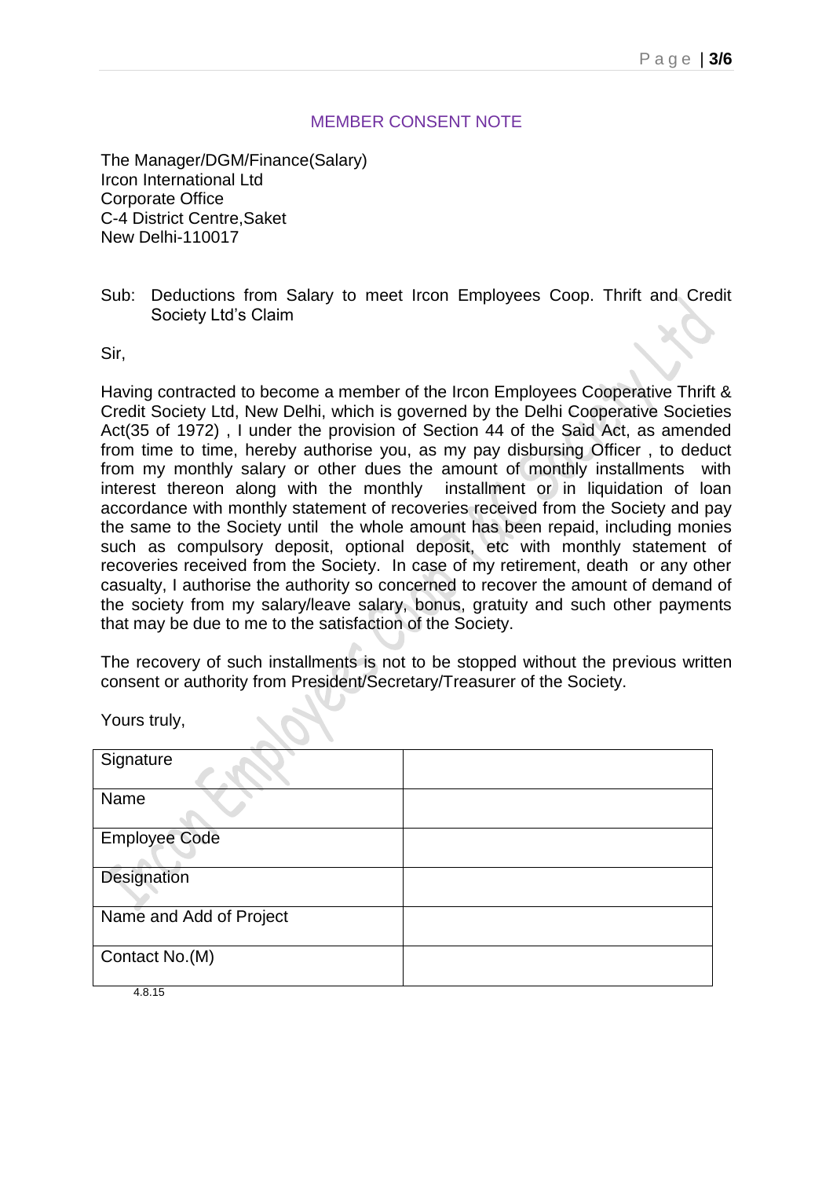## MEMBER CONSENT NOTE

The Manager/DGM/Finance(Salary)
Ircon International Ltd
Corporate Office
C-4 District Centre,Saket
New Delhi-110017

Sub: Deductions from Salary to meet Ircon Employees Coop. Thrift and Credit Society Ltd's Claim

Sir,

Having contracted to become a member of the Ircon Employees Cooperative Thrift & Credit Society Ltd, New Delhi, which is governed by the Delhi Cooperative Societies Act(35 of 1972) , I under the provision of Section 44 of the Said Act, as amended from time to time, hereby authorise you, as my pay disbursing Officer , to deduct from my monthly salary or other dues the amount of monthly installments with interest thereon along with the monthly installment or in liquidation of loan accordance with monthly statement of recoveries received from the Society and pay the same to the Society until the whole amount has been repaid, including monies such as compulsory deposit, optional deposit, etc with monthly statement of recoveries received from the Society. In case of my retirement, death or any other casualty, I authorise the authority so concerned to recover the amount of demand of the society from my salary/leave salary, bonus, gratuity and such other payments that may be due to me to the satisfaction of the Society.

The recovery of such installments is not to be stopped without the previous written consent or authority from President/Secretary/Treasurer of the Society.

Yours truly,

| Signature | |
|---|---|
| Name | |
| Employee Code | |
| Designation | |
| Name and Add of Project | |
| Contact No.(M) | |

4.8.15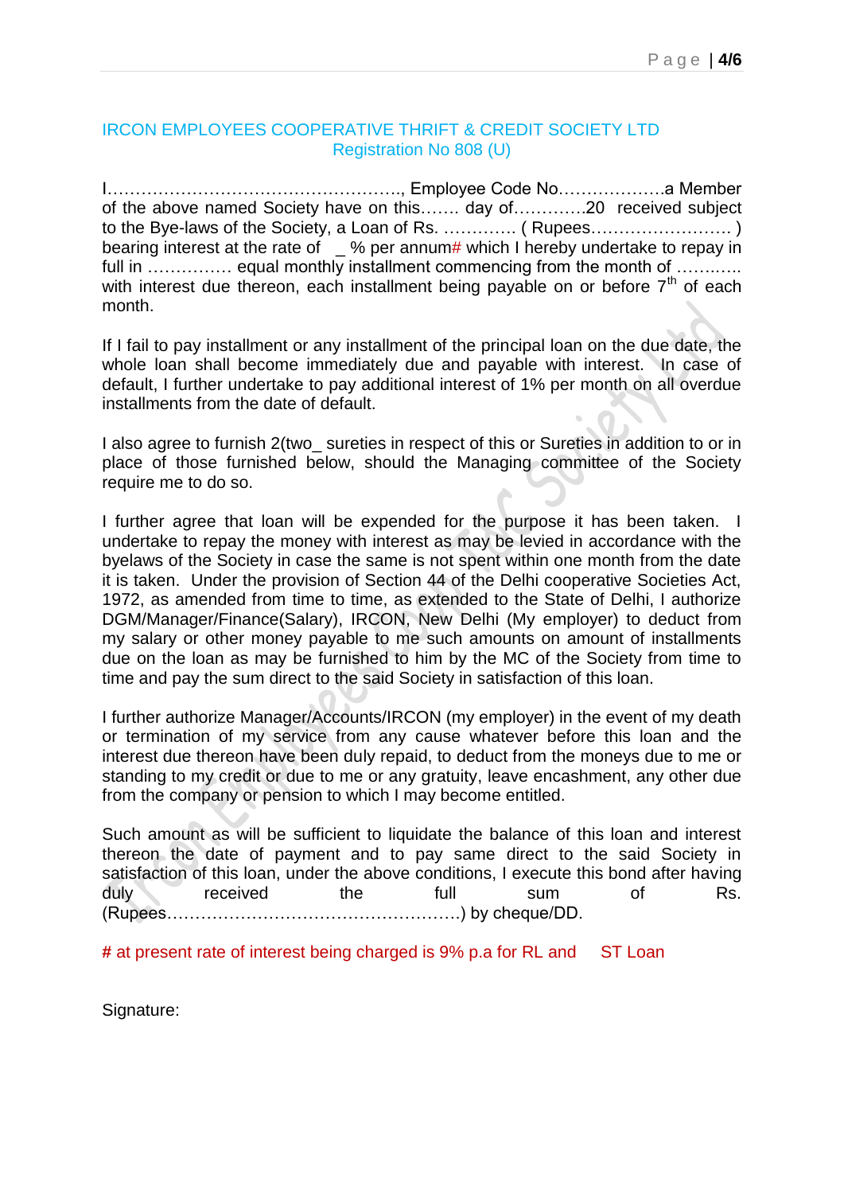IRCON EMPLOYEES COOPERATIVE THRIFT & CREDIT SOCIETY LTD
Registration No 808 (U)

I…………………………………………….., Employee Code No……………….a Member of the above named Society have on this……. day of………….20 received subject to the Bye-laws of the Society, a Loan of Rs. …………. ( Rupees…………………….. ) bearing interest at the rate of _ % per annum# which I hereby undertake to repay in full in …………… equal monthly installment commencing from the month of ……..….. with interest due thereon, each installment being payable on or before 7th of each month.

If I fail to pay installment or any installment of the principal loan on the due date, the whole loan shall become immediately due and payable with interest. In case of default, I further undertake to pay additional interest of 1% per month on all overdue installments from the date of default.

I also agree to furnish 2(two_ sureties in respect of this or Sureties in addition to or in place of those furnished below, should the Managing committee of the Society require me to do so.

I further agree that loan will be expended for the purpose it has been taken. I undertake to repay the money with interest as may be levied in accordance with the byelaws of the Society in case the same is not spent within one month from the date it is taken. Under the provision of Section 44 of the Delhi cooperative Societies Act, 1972, as amended from time to time, as extended to the State of Delhi, I authorize DGM/Manager/Finance(Salary), IRCON, New Delhi (My employer) to deduct from my salary or other money payable to me such amounts on amount of installments due on the loan as may be furnished to him by the MC of the Society from time to time and pay the sum direct to the said Society in satisfaction of this loan.

I further authorize Manager/Accounts/IRCON (my employer) in the event of my death or termination of my service from any cause whatever before this loan and the interest due thereon have been duly repaid, to deduct from the moneys due to me or standing to my credit or due to me or any gratuity, leave encashment, any other due from the company or pension to which I may become entitled.

Such amount as will be sufficient to liquidate the balance of this loan and interest thereon the date of payment and to pay same direct to the said Society in satisfaction of this loan, under the above conditions, I execute this bond after having duly received the full sum of Rs. (Rupees……………………………………………) by cheque/DD.

# at present rate of interest being charged is 9% p.a for RL and ST Loan

Signature: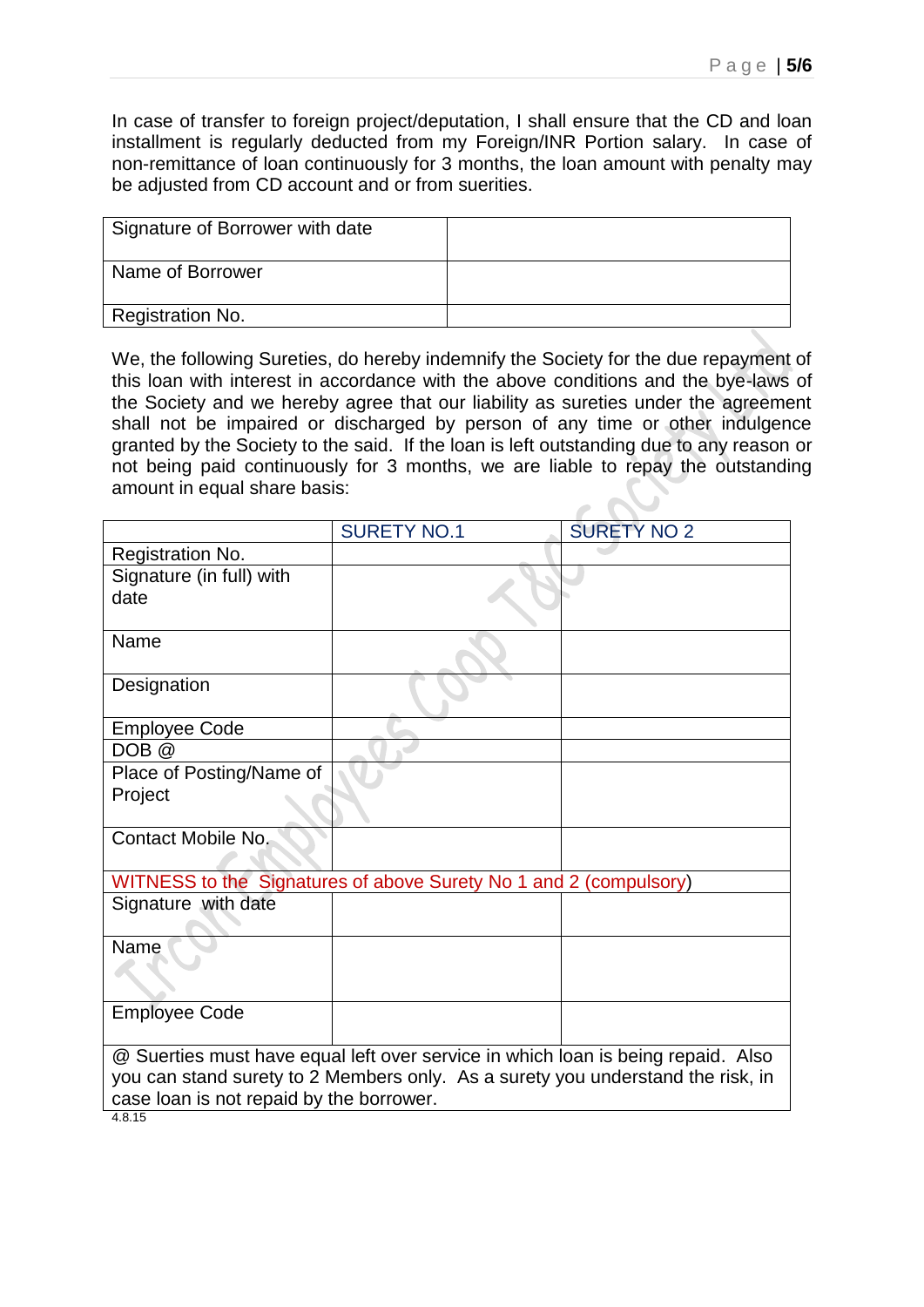In case of transfer to foreign project/deputation, I shall ensure that the CD and loan installment is regularly deducted from my Foreign/INR Portion salary. In case of non-remittance of loan continuously for 3 months, the loan amount with penalty may be adjusted from CD account and or from suerities.

| Signature of Borrower with date | |
|---|---|
| Name of Borrower | |
| Registration No. | |

We, the following Sureties, do hereby indemnify the Society for the due repayment of this loan with interest in accordance with the above conditions and the bye-laws of the Society and we hereby agree that our liability as sureties under the agreement shall not be impaired or discharged by person of any time or other indulgence granted by the Society to the said. If the loan is left outstanding due to any reason or not being paid continuously for 3 months, we are liable to repay the outstanding amount in equal share basis:

| | SURETY NO.1 | SURETY NO 2 |
|---|---|---|
| Registration No. | | |
| Signature (in full) with date | | |
| Name | | |
| Designation | | |
| Employee Code | | |
| DOB @ | | |
| Place of Posting/Name of Project | | |
| Contact Mobile No. | | |
| WITNESS to the Signatures of above Surety No 1 and 2 (compulsory) | | |
| Signature with date | | |
| Name | | |
| Employee Code | | |
| @ Suerties must have equal left over service in which loan is being repaid. Also you can stand surety to 2 Members only. As a surety you understand the risk, in case loan is not repaid by the borrower. | | |

4.8.15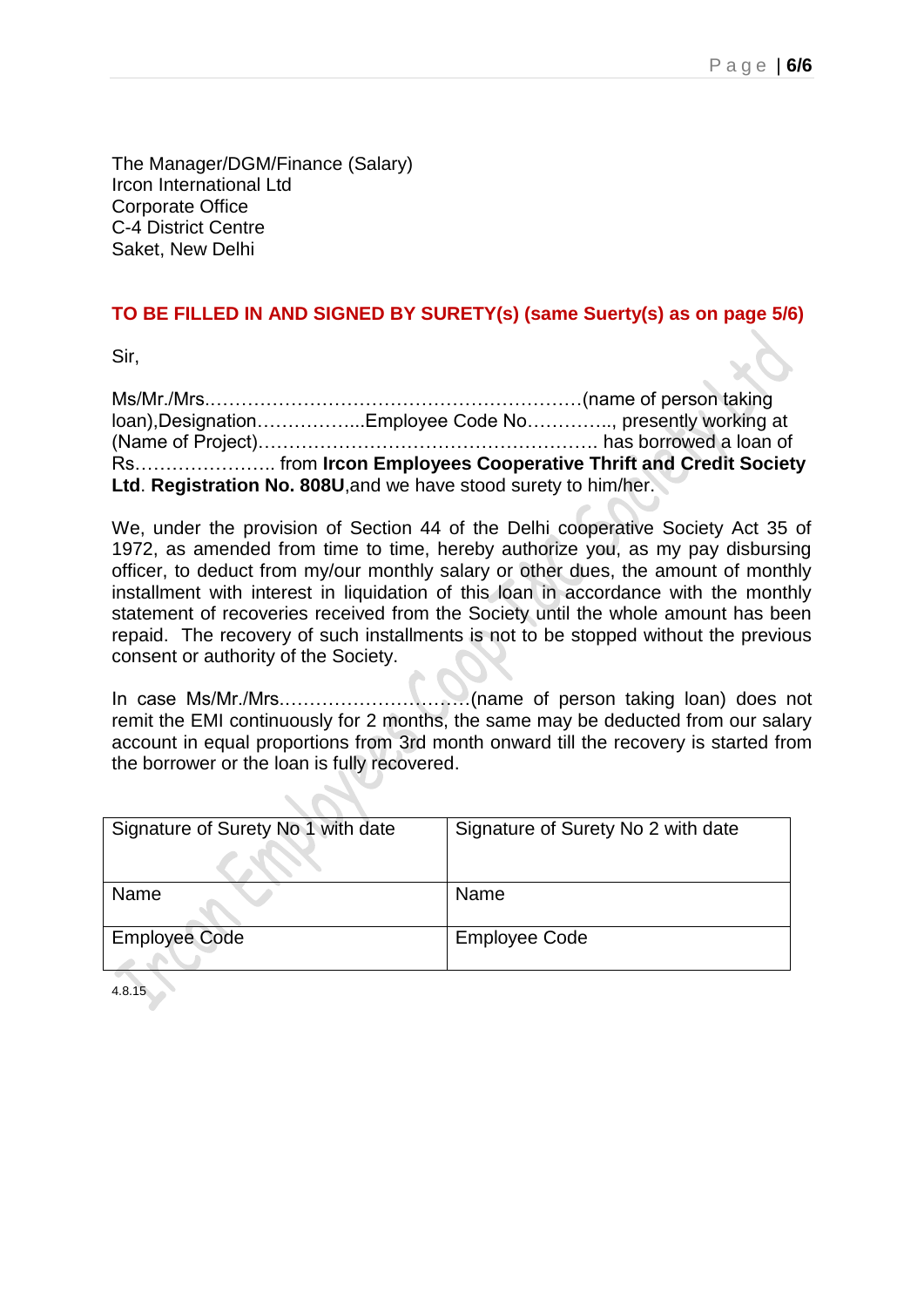The Manager/DGM/Finance (Salary)
Ircon International Ltd
Corporate Office
C-4 District Centre
Saket, New Delhi

**TO BE FILLED IN AND SIGNED BY SURETY(s) (same Suerty(s) as on page 5/6)**

Sir,

Ms/Mr./Mrs.……………………………………………………(name of person taking loan),Designation……………...Employee Code No………….., presently working at (Name of Project)………………………………………………. has borrowed a loan of Rs………………….. from **Ircon Employees Cooperative Thrift and Credit Society Ltd**. **Registration No. 808U**,and we have stood surety to him/her.

We, under the provision of Section 44 of the Delhi cooperative Society Act 35 of 1972, as amended from time to time, hereby authorize you, as my pay disbursing officer, to deduct from my/our monthly salary or other dues, the amount of monthly installment with interest in liquidation of this loan in accordance with the monthly statement of recoveries received from the Society until the whole amount has been repaid. The recovery of such installments is not to be stopped without the previous consent or authority of the Society.

In case Ms/Mr./Mrs.………………………….(name of person taking loan) does not remit the EMI continuously for 2 months, the same may be deducted from our salary account in equal proportions from 3rd month onward till the recovery is started from the borrower or the loan is fully recovered.

| | |
|---|---|
| Signature of Surety No 1 with date | Signature of Surety No 2 with date |
| Name | Name |
| Employee Code | Employee Code |

4.8.15